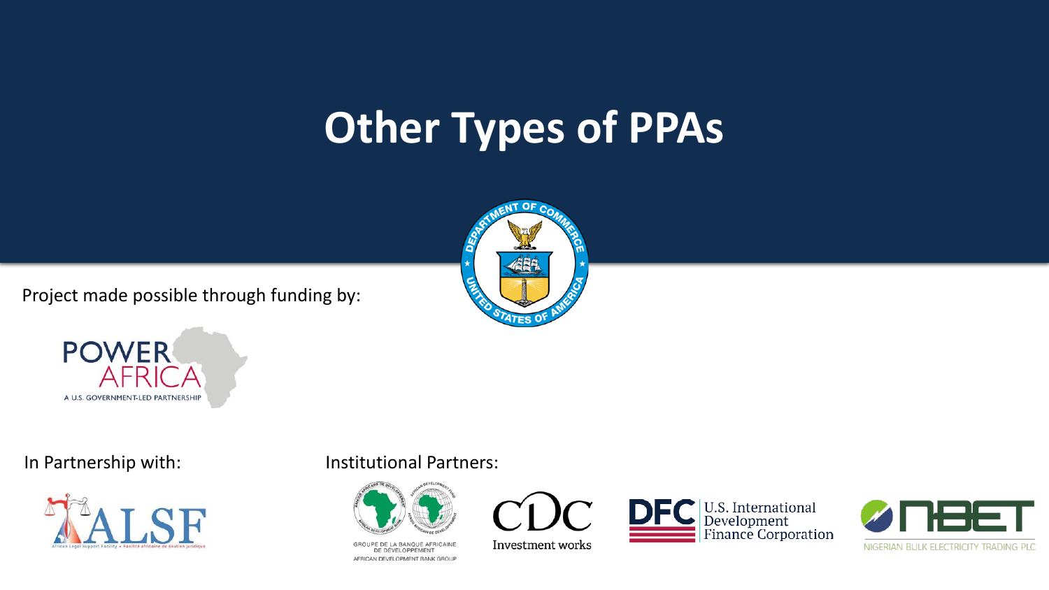# Other Types of PPAs

Project made possible through funding by:

In Partnership with:

Institutional Partners: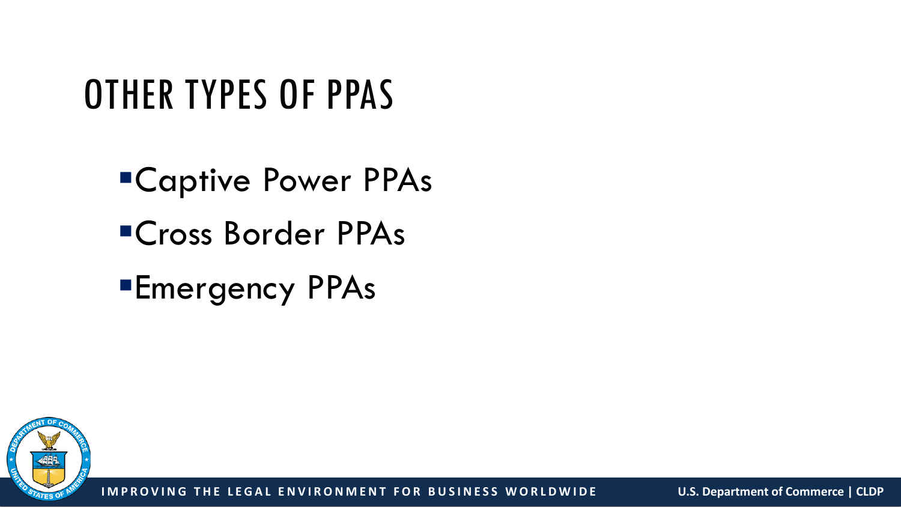# OTHER TYPES OF PPAS

- Captive Power PPAs
- Cross Border PPAs
- Emergency PPAs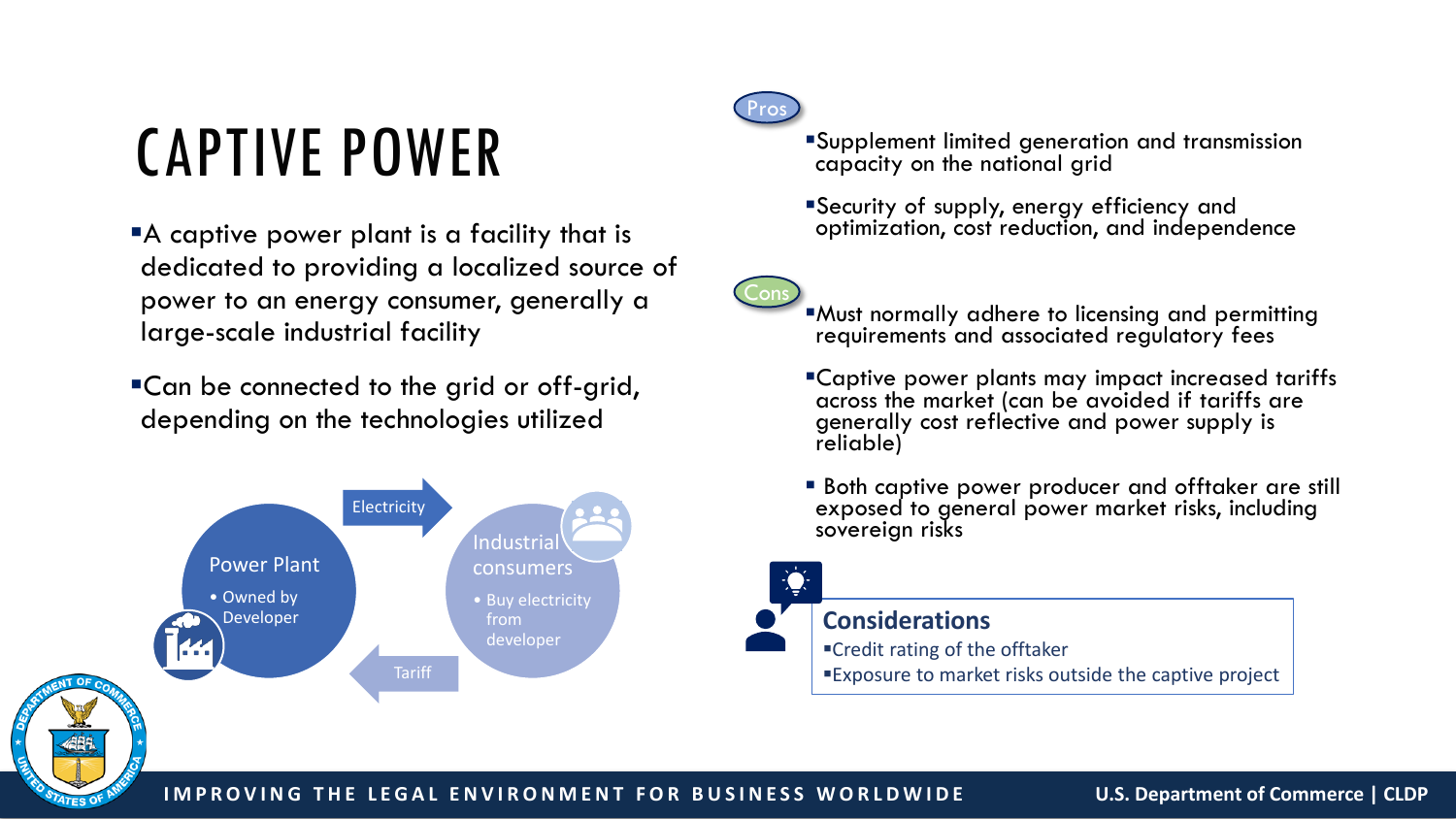# CAPTIVE POWER

- A captive power plant is a facility that is dedicated to providing a localized source of power to an energy consumer, generally a large-scale industrial facility
- Can be connected to the grid or off-grid, depending on the technologies utilized

Power Plant
- Owned by Developer

Electricity

Industrial consumers
- Buy electricity from developer

Tariff

**Pros**

- Supplement limited generation and transmission capacity on the national grid
- Security of supply, energy efficiency and optimization, cost reduction, and independence

**Cons**

- Must normally adhere to licensing and permitting requirements and associated regulatory fees
- Captive power plants may impact increased tariffs across the market (can be avoided if tariffs are generally cost reflective and power supply is reliable)
- Both captive power producer and offtaker are still exposed to general power market risks, including sovereign risks

## Considerations

- Credit rating of the offtaker
- Exposure to market risks outside the captive project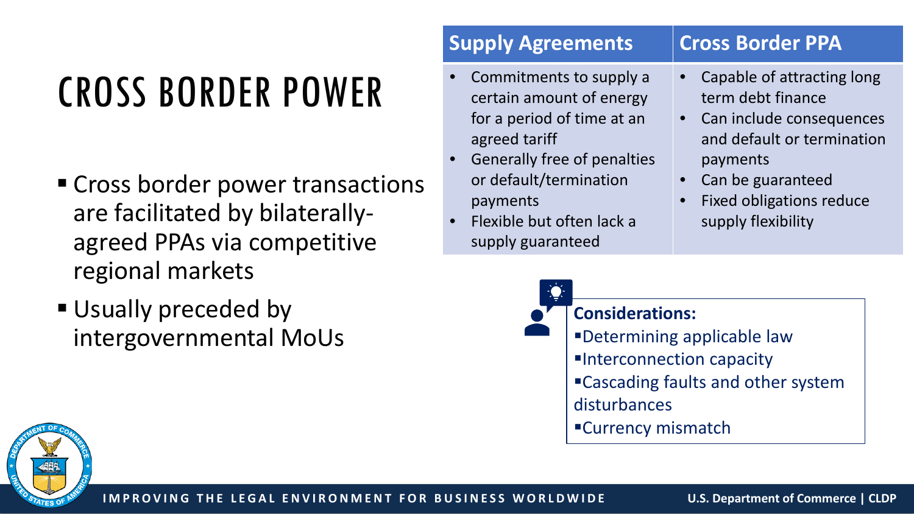# CROSS BORDER POWER

- Cross border power transactions are facilitated by bilaterally-agreed PPAs via competitive regional markets
- Usually preceded by intergovernmental MoUs

| Supply Agreements | Cross Border PPA |
| --- | --- |
| • Commitments to supply a certain amount of energy for a period of time at an agreed tariff<br>• Generally free of penalties or default/termination payments<br>• Flexible but often lack a supply guaranteed | • Capable of attracting long term debt finance<br>• Can include consequences and default or termination payments<br>• Can be guaranteed<br>• Fixed obligations reduce supply flexibility |

**Considerations:**

- Determining applicable law
- Interconnection capacity
- Cascading faults and other system disturbances
- Currency mismatch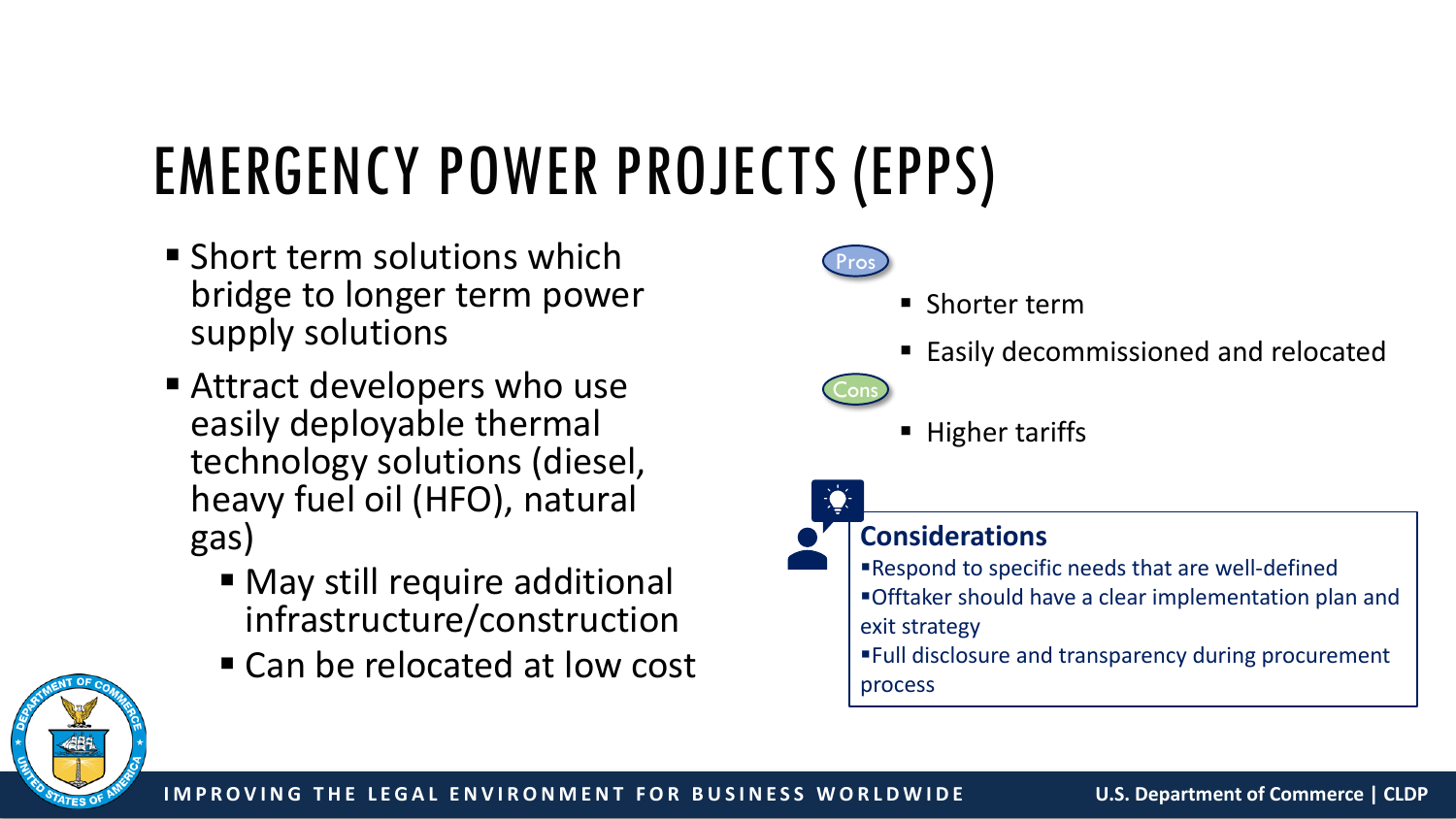# EMERGENCY POWER PROJECTS (EPPS)

- Short term solutions which bridge to longer term power supply solutions
- Attract developers who use easily deployable thermal technology solutions (diesel, heavy fuel oil (HFO), natural gas)
  - May still require additional infrastructure/construction
  - Can be relocated at low cost

**Pros**

- Shorter term
- Easily decommissioned and relocated

**Cons**

- Higher tariffs

**Considerations**

- Respond to specific needs that are well-defined
- Offtaker should have a clear implementation plan and exit strategy
- Full disclosure and transparency during procurement process